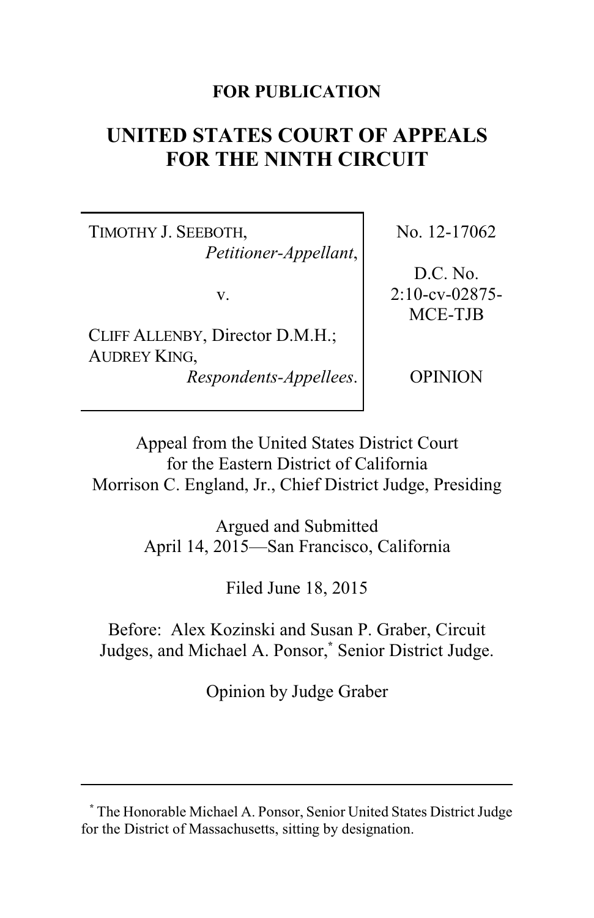**FOR PUBLICATION**

# UNITED STATES COURT OF APPEALS FOR THE NINTH CIRCUIT

| | |
|---|---|
| TIMOTHY J. SEEBOTH, *Petitioner-Appellant*, v. CLIFF ALLENBY, Director D.M.H.; AUDREY KING, *Respondents-Appellees*. | No. 12-17062 D.C. No. 2:10-cv-02875-MCE-TJB OPINION |

Appeal from the United States District Court for the Eastern District of California
Morrison C. England, Jr., Chief District Judge, Presiding

Argued and Submitted
April 14, 2015—San Francisco, California

Filed June 18, 2015

Before: Alex Kozinski and Susan P. Graber, Circuit Judges, and Michael A. Ponsor,* Senior District Judge.

Opinion by Judge Graber

---

\* The Honorable Michael A. Ponsor, Senior United States District Judge for the District of Massachusetts, sitting by designation.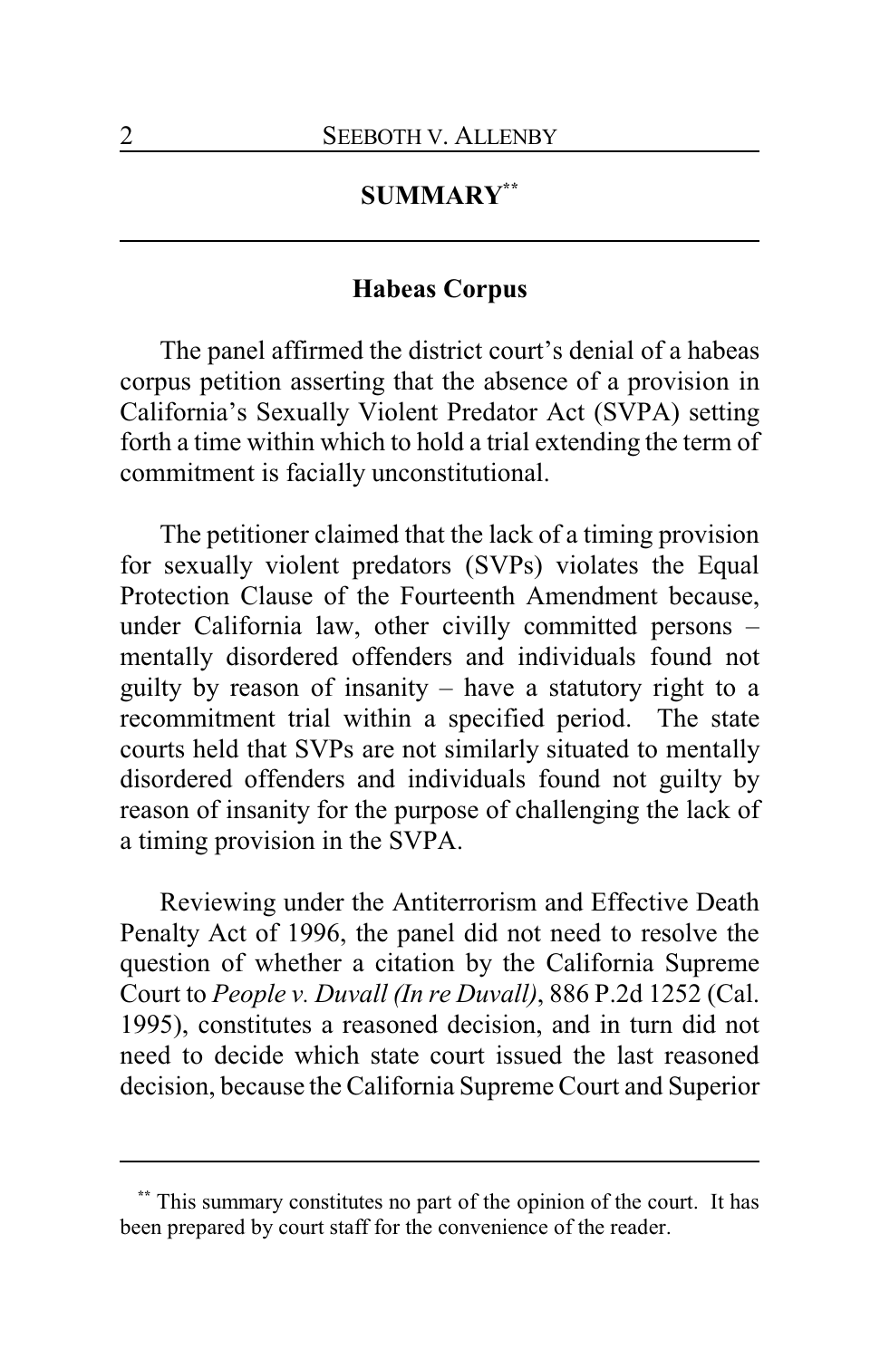## SUMMARY[**]

### Habeas Corpus

The panel affirmed the district court's denial of a habeas corpus petition asserting that the absence of a provision in California's Sexually Violent Predator Act (SVPA) setting forth a time within which to hold a trial extending the term of commitment is facially unconstitutional.

The petitioner claimed that the lack of a timing provision for sexually violent predators (SVPs) violates the Equal Protection Clause of the Fourteenth Amendment because, under California law, other civilly committed persons – mentally disordered offenders and individuals found not guilty by reason of insanity – have a statutory right to a recommitment trial within a specified period. The state courts held that SVPs are not similarly situated to mentally disordered offenders and individuals found not guilty by reason of insanity for the purpose of challenging the lack of a timing provision in the SVPA.

Reviewing under the Antiterrorism and Effective Death Penalty Act of 1996, the panel did not need to resolve the question of whether a citation by the California Supreme Court to *People v. Duvall (In re Duvall)*, 886 P.2d 1252 (Cal. 1995), constitutes a reasoned decision, and in turn did not need to decide which state court issued the last reasoned decision, because the California Supreme Court and Superior

[**] This summary constitutes no part of the opinion of the court. It has been prepared by court staff for the convenience of the reader.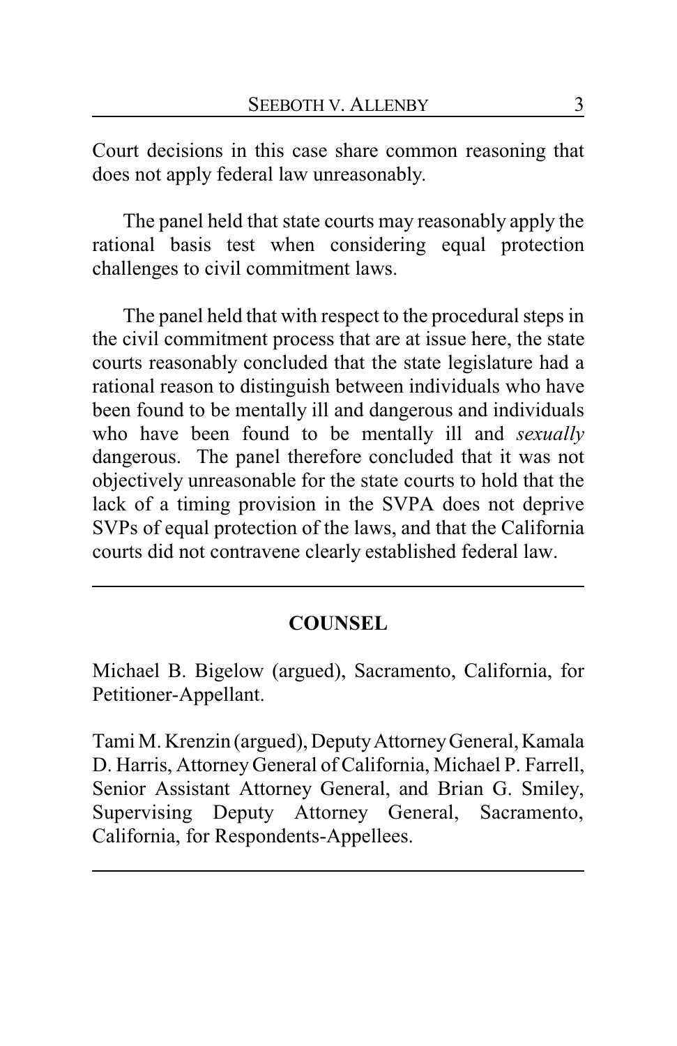Court decisions in this case share common reasoning that does not apply federal law unreasonably.

The panel held that state courts may reasonably apply the rational basis test when considering equal protection challenges to civil commitment laws.

The panel held that with respect to the procedural steps in the civil commitment process that are at issue here, the state courts reasonably concluded that the state legislature had a rational reason to distinguish between individuals who have been found to be mentally ill and dangerous and individuals who have been found to be mentally ill and *sexually* dangerous. The panel therefore concluded that it was not objectively unreasonable for the state courts to hold that the lack of a timing provision in the SVPA does not deprive SVPs of equal protection of the laws, and that the California courts did not contravene clearly established federal law.

---

## COUNSEL

Michael B. Bigelow (argued), Sacramento, California, for Petitioner-Appellant.

Tami M. Krenzin (argued), Deputy Attorney General, Kamala D. Harris, Attorney General of California, Michael P. Farrell, Senior Assistant Attorney General, and Brian G. Smiley, Supervising Deputy Attorney General, Sacramento, California, for Respondents-Appellees.

---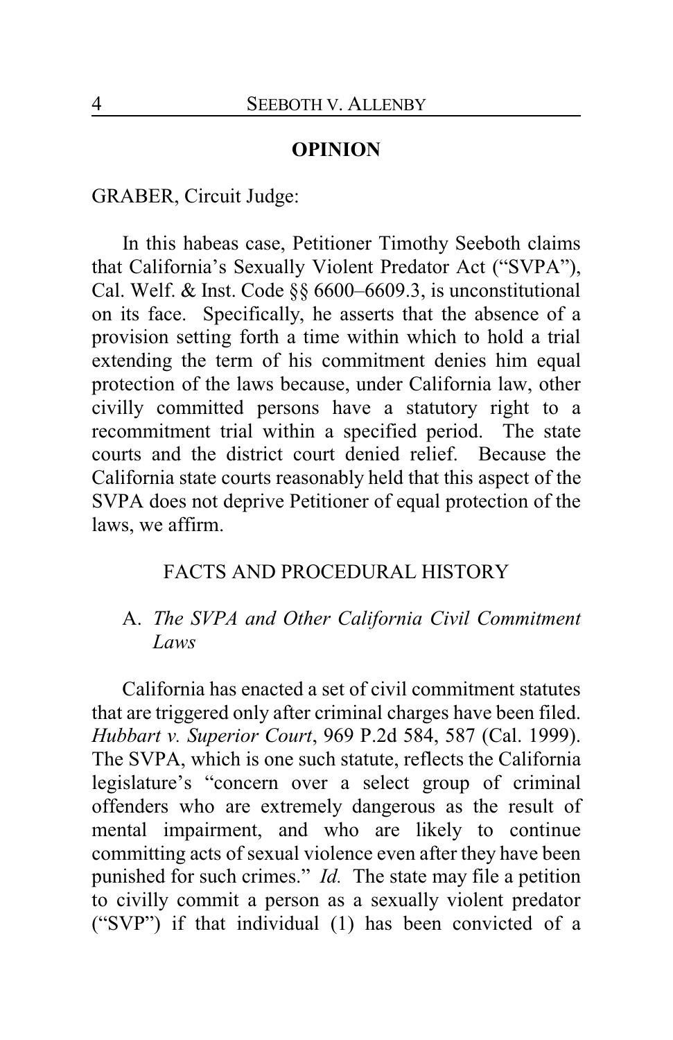## OPINION

GRABER, Circuit Judge:

In this habeas case, Petitioner Timothy Seeboth claims that California's Sexually Violent Predator Act ("SVPA"), Cal. Welf. & Inst. Code §§ 6600–6609.3, is unconstitutional on its face. Specifically, he asserts that the absence of a provision setting forth a time within which to hold a trial extending the term of his commitment denies him equal protection of the laws because, under California law, other civilly committed persons have a statutory right to a recommitment trial within a specified period. The state courts and the district court denied relief. Because the California state courts reasonably held that this aspect of the SVPA does not deprive Petitioner of equal protection of the laws, we affirm.

### FACTS AND PROCEDURAL HISTORY

#### A. *The SVPA and Other California Civil Commitment Laws*

California has enacted a set of civil commitment statutes that are triggered only after criminal charges have been filed. *Hubbart v. Superior Court*, 969 P.2d 584, 587 (Cal. 1999). The SVPA, which is one such statute, reflects the California legislature's "concern over a select group of criminal offenders who are extremely dangerous as the result of mental impairment, and who are likely to continue committing acts of sexual violence even after they have been punished for such crimes." *Id.* The state may file a petition to civilly commit a person as a sexually violent predator ("SVP") if that individual (1) has been convicted of a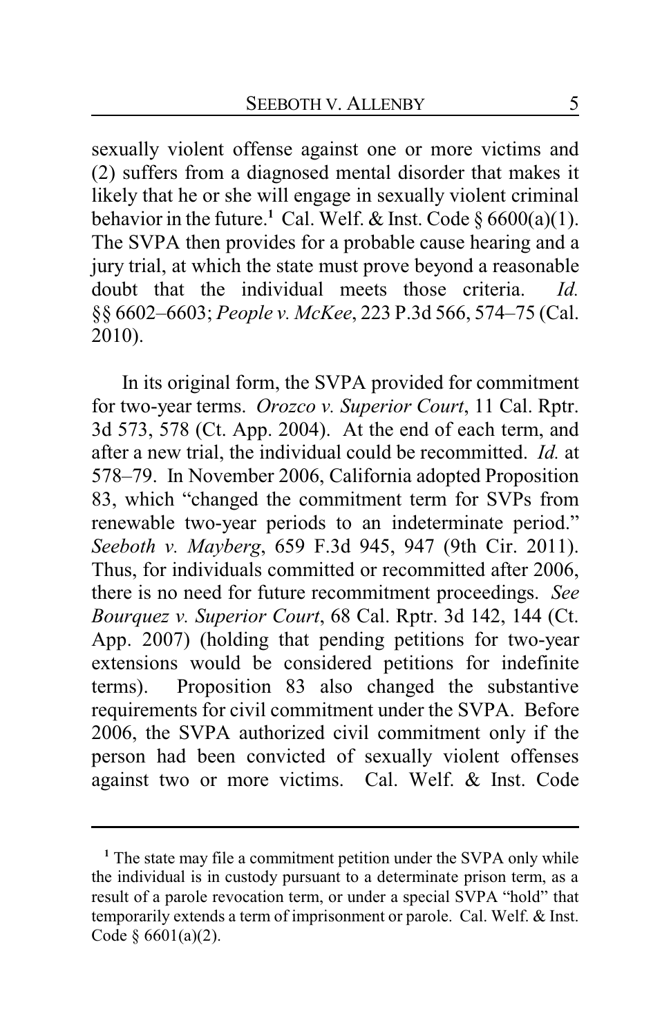sexually violent offense against one or more victims and (2) suffers from a diagnosed mental disorder that makes it likely that he or she will engage in sexually violent criminal behavior in the future.[1] Cal. Welf. & Inst. Code § 6600(a)(1). The SVPA then provides for a probable cause hearing and a jury trial, at which the state must prove beyond a reasonable doubt that the individual meets those criteria. *Id.* §§ 6602–6603; *People v. McKee*, 223 P.3d 566, 574–75 (Cal. 2010).

In its original form, the SVPA provided for commitment for two-year terms. *Orozco v. Superior Court*, 11 Cal. Rptr. 3d 573, 578 (Ct. App. 2004). At the end of each term, and after a new trial, the individual could be recommitted. *Id.* at 578–79. In November 2006, California adopted Proposition 83, which "changed the commitment term for SVPs from renewable two-year periods to an indeterminate period." *Seeboth v. Mayberg*, 659 F.3d 945, 947 (9th Cir. 2011). Thus, for individuals committed or recommitted after 2006, there is no need for future recommitment proceedings. *See Bourquez v. Superior Court*, 68 Cal. Rptr. 3d 142, 144 (Ct. App. 2007) (holding that pending petitions for two-year extensions would be considered petitions for indefinite terms). Proposition 83 also changed the substantive requirements for civil commitment under the SVPA. Before 2006, the SVPA authorized civil commitment only if the person had been convicted of sexually violent offenses against two or more victims. Cal. Welf. & Inst. Code

---

[1] The state may file a commitment petition under the SVPA only while the individual is in custody pursuant to a determinate prison term, as a result of a parole revocation term, or under a special SVPA "hold" that temporarily extends a term of imprisonment or parole. Cal. Welf. & Inst. Code § 6601(a)(2).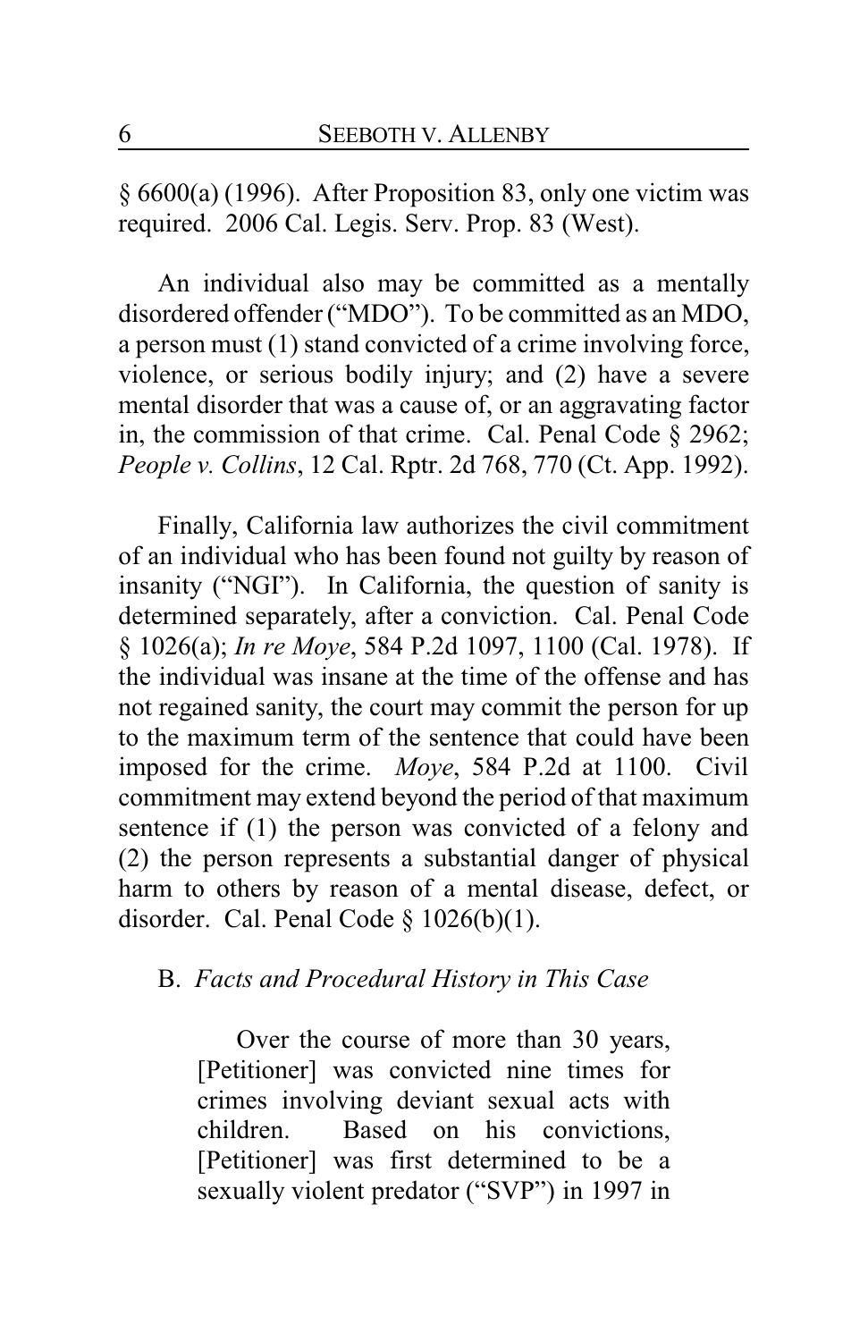§ 6600(a) (1996). After Proposition 83, only one victim was required. 2006 Cal. Legis. Serv. Prop. 83 (West).

An individual also may be committed as a mentally disordered offender ("MDO"). To be committed as an MDO, a person must (1) stand convicted of a crime involving force, violence, or serious bodily injury; and (2) have a severe mental disorder that was a cause of, or an aggravating factor in, the commission of that crime. Cal. Penal Code § 2962; *People v. Collins*, 12 Cal. Rptr. 2d 768, 770 (Ct. App. 1992).

Finally, California law authorizes the civil commitment of an individual who has been found not guilty by reason of insanity ("NGI"). In California, the question of sanity is determined separately, after a conviction. Cal. Penal Code § 1026(a); *In re Moye*, 584 P.2d 1097, 1100 (Cal. 1978). If the individual was insane at the time of the offense and has not regained sanity, the court may commit the person for up to the maximum term of the sentence that could have been imposed for the crime. *Moye*, 584 P.2d at 1100. Civil commitment may extend beyond the period of that maximum sentence if (1) the person was convicted of a felony and (2) the person represents a substantial danger of physical harm to others by reason of a mental disease, defect, or disorder. Cal. Penal Code § 1026(b)(1).

### B. *Facts and Procedural History in This Case*

> Over the course of more than 30 years, [Petitioner] was convicted nine times for crimes involving deviant sexual acts with children. Based on his convictions, [Petitioner] was first determined to be a sexually violent predator ("SVP") in 1997 in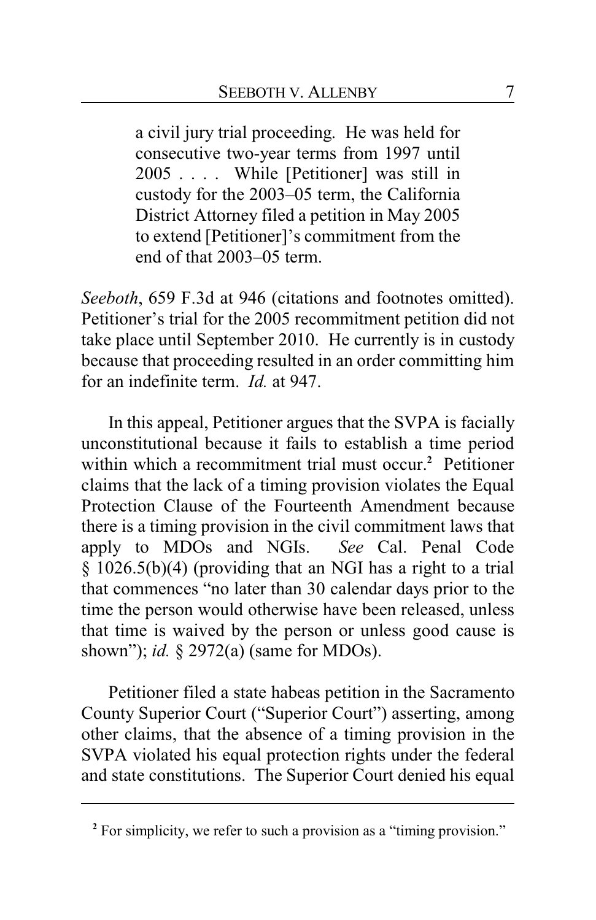> a civil jury trial proceeding. He was held for consecutive two-year terms from 1997 until 2005 . . . . While [Petitioner] was still in custody for the 2003–05 term, the California District Attorney filed a petition in May 2005 to extend [Petitioner]'s commitment from the end of that 2003–05 term.

*Seeboth*, 659 F.3d at 946 (citations and footnotes omitted). Petitioner's trial for the 2005 recommitment petition did not take place until September 2010. He currently is in custody because that proceeding resulted in an order committing him for an indefinite term. *Id.* at 947.

In this appeal, Petitioner argues that the SVPA is facially unconstitutional because it fails to establish a time period within which a recommitment trial must occur.[2] Petitioner claims that the lack of a timing provision violates the Equal Protection Clause of the Fourteenth Amendment because there is a timing provision in the civil commitment laws that apply to MDOs and NGIs. *See* Cal. Penal Code § 1026.5(b)(4) (providing that an NGI has a right to a trial that commences "no later than 30 calendar days prior to the time the person would otherwise have been released, unless that time is waived by the person or unless good cause is shown"); *id.* § 2972(a) (same for MDOs).

Petitioner filed a state habeas petition in the Sacramento County Superior Court ("Superior Court") asserting, among other claims, that the absence of a timing provision in the SVPA violated his equal protection rights under the federal and state constitutions. The Superior Court denied his equal

[2] For simplicity, we refer to such a provision as a "timing provision."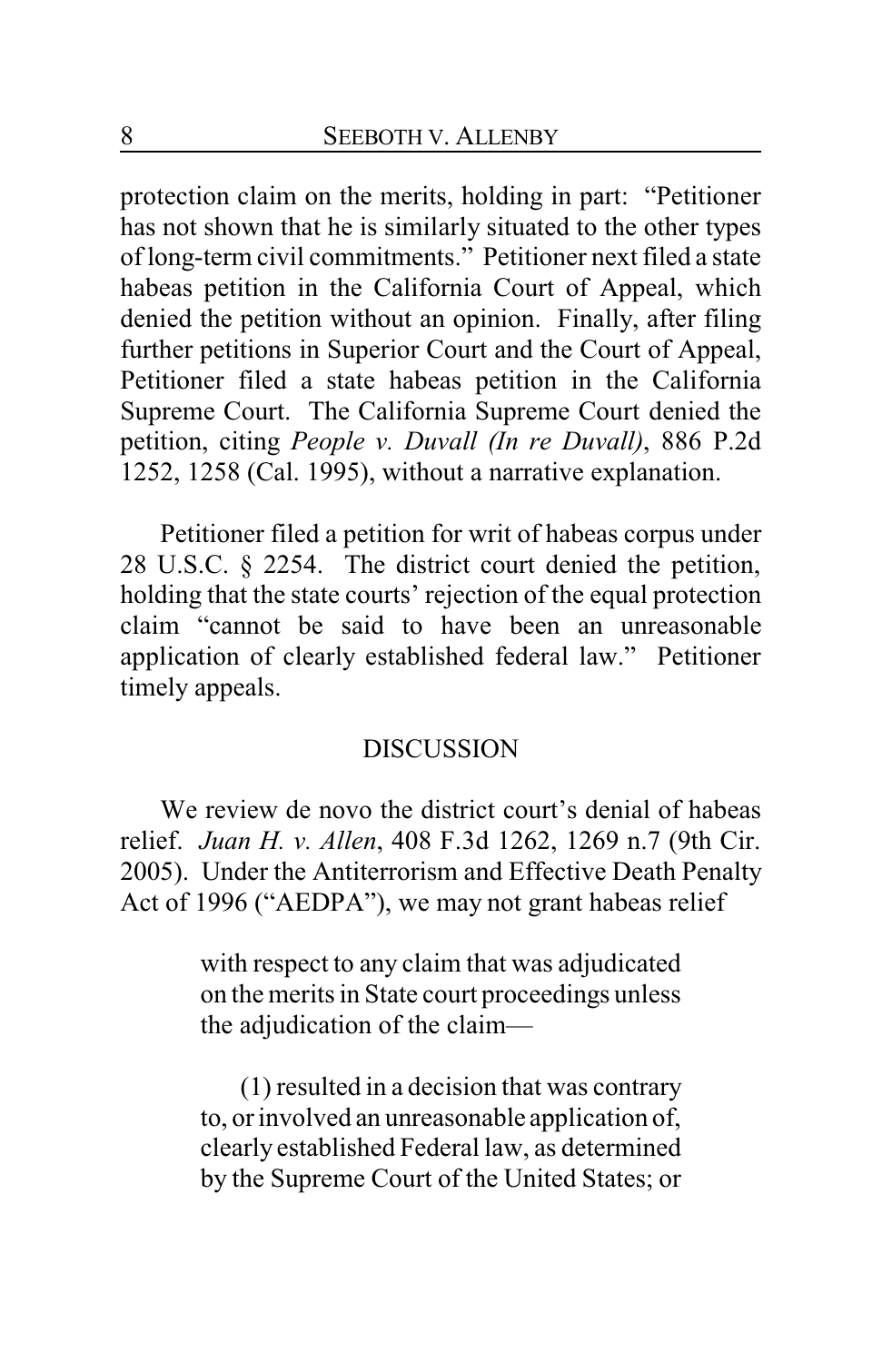protection claim on the merits, holding in part: "Petitioner has not shown that he is similarly situated to the other types of long-term civil commitments." Petitioner next filed a state habeas petition in the California Court of Appeal, which denied the petition without an opinion. Finally, after filing further petitions in Superior Court and the Court of Appeal, Petitioner filed a state habeas petition in the California Supreme Court. The California Supreme Court denied the petition, citing *People v. Duvall (In re Duvall)*, 886 P.2d 1252, 1258 (Cal. 1995), without a narrative explanation.

Petitioner filed a petition for writ of habeas corpus under 28 U.S.C. § 2254. The district court denied the petition, holding that the state courts' rejection of the equal protection claim "cannot be said to have been an unreasonable application of clearly established federal law." Petitioner timely appeals.

## DISCUSSION

We review de novo the district court's denial of habeas relief. *Juan H. v. Allen*, 408 F.3d 1262, 1269 n.7 (9th Cir. 2005). Under the Antiterrorism and Effective Death Penalty Act of 1996 ("AEDPA"), we may not grant habeas relief

> with respect to any claim that was adjudicated on the merits in State court proceedings unless the adjudication of the claim—
>
> (1) resulted in a decision that was contrary to, or involved an unreasonable application of, clearly established Federal law, as determined by the Supreme Court of the United States; or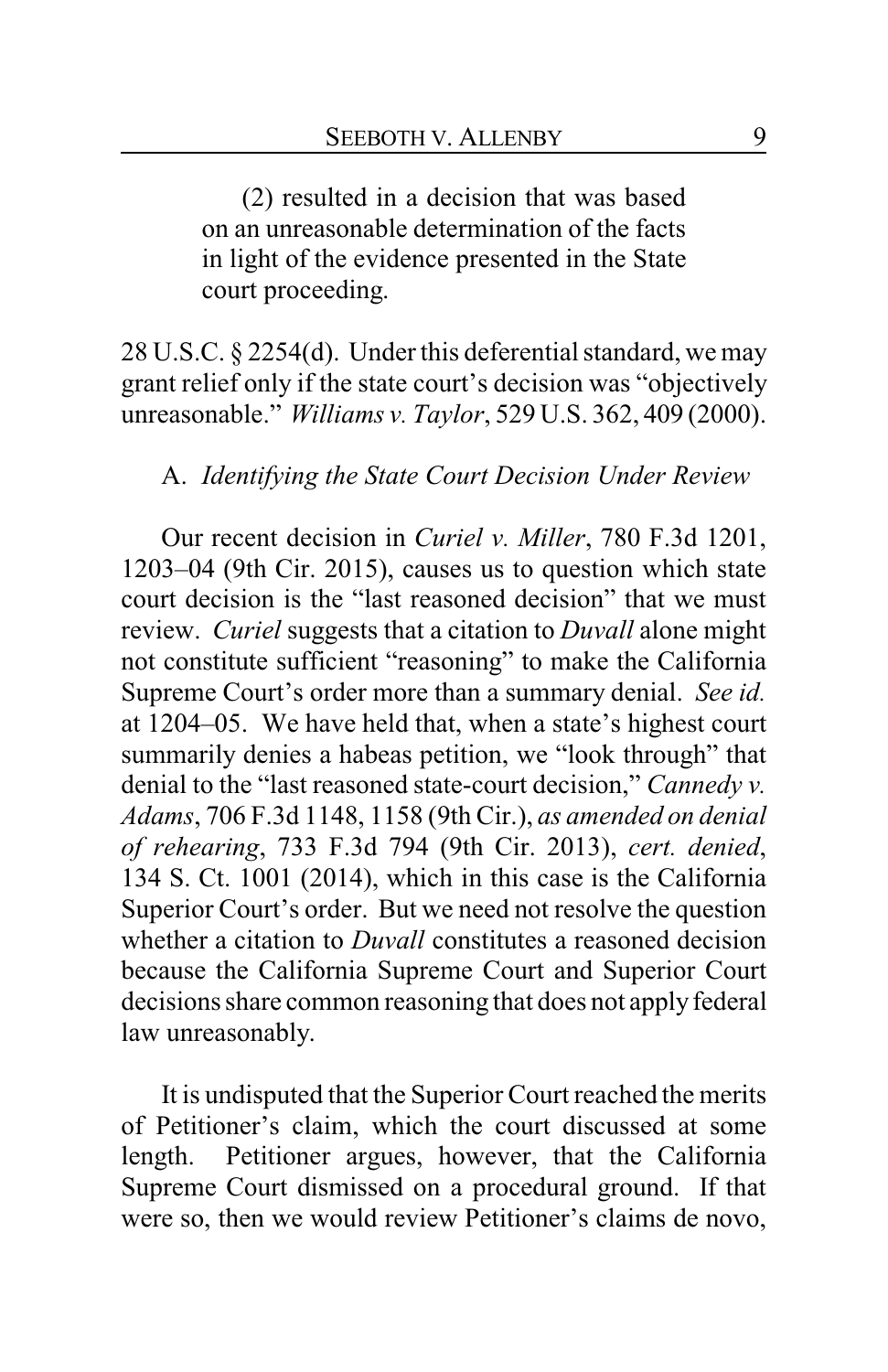(2) resulted in a decision that was based on an unreasonable determination of the facts in light of the evidence presented in the State court proceeding.

28 U.S.C. § 2254(d). Under this deferential standard, we may grant relief only if the state court's decision was "objectively unreasonable." *Williams v. Taylor*, 529 U.S. 362, 409 (2000).

A. *Identifying the State Court Decision Under Review*

Our recent decision in *Curiel v. Miller*, 780 F.3d 1201, 1203–04 (9th Cir. 2015), causes us to question which state court decision is the "last reasoned decision" that we must review. *Curiel* suggests that a citation to *Duvall* alone might not constitute sufficient "reasoning" to make the California Supreme Court's order more than a summary denial. *See id.* at 1204–05. We have held that, when a state's highest court summarily denies a habeas petition, we "look through" that denial to the "last reasoned state-court decision," *Cannedy v. Adams*, 706 F.3d 1148, 1158 (9th Cir.), *as amended on denial of rehearing*, 733 F.3d 794 (9th Cir. 2013), *cert. denied*, 134 S. Ct. 1001 (2014), which in this case is the California Superior Court's order. But we need not resolve the question whether a citation to *Duvall* constitutes a reasoned decision because the California Supreme Court and Superior Court decisions share common reasoning that does not apply federal law unreasonably.

It is undisputed that the Superior Court reached the merits of Petitioner's claim, which the court discussed at some length. Petitioner argues, however, that the California Supreme Court dismissed on a procedural ground. If that were so, then we would review Petitioner's claims de novo,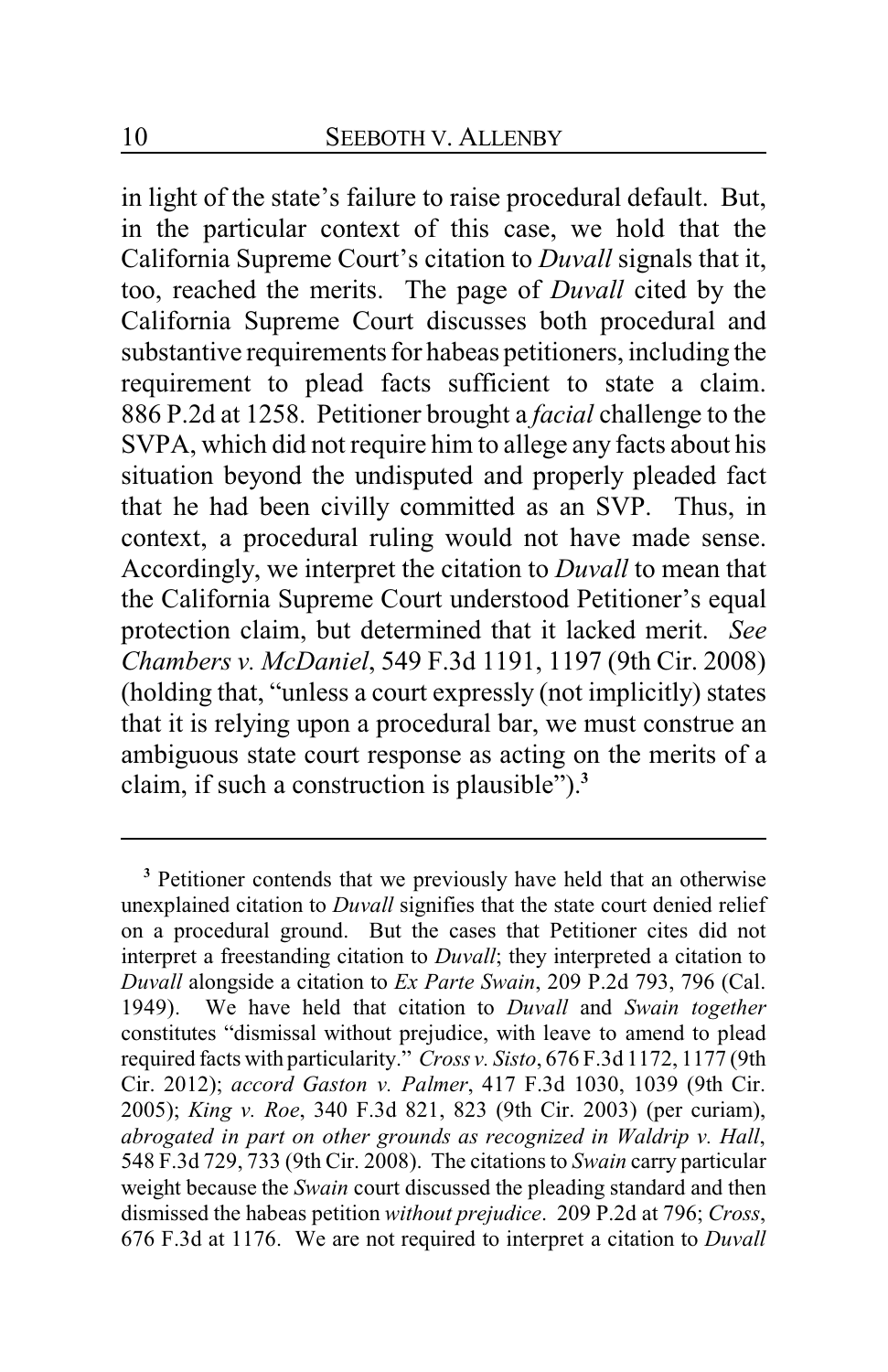in light of the state's failure to raise procedural default. But, in the particular context of this case, we hold that the California Supreme Court's citation to *Duvall* signals that it, too, reached the merits. The page of *Duvall* cited by the California Supreme Court discusses both procedural and substantive requirements for habeas petitioners, including the requirement to plead facts sufficient to state a claim. 886 P.2d at 1258. Petitioner brought a *facial* challenge to the SVPA, which did not require him to allege any facts about his situation beyond the undisputed and properly pleaded fact that he had been civilly committed as an SVP. Thus, in context, a procedural ruling would not have made sense. Accordingly, we interpret the citation to *Duvall* to mean that the California Supreme Court understood Petitioner's equal protection claim, but determined that it lacked merit. *See Chambers v. McDaniel*, 549 F.3d 1191, 1197 (9th Cir. 2008) (holding that, "unless a court expressly (not implicitly) states that it is relying upon a procedural bar, we must construe an ambiguous state court response as acting on the merits of a claim, if such a construction is plausible").[3]

---

[3] Petitioner contends that we previously have held that an otherwise unexplained citation to *Duvall* signifies that the state court denied relief on a procedural ground. But the cases that Petitioner cites did not interpret a freestanding citation to *Duvall*; they interpreted a citation to *Duvall* alongside a citation to *Ex Parte Swain*, 209 P.2d 793, 796 (Cal. 1949). We have held that citation to *Duvall* and *Swain together* constitutes "dismissal without prejudice, with leave to amend to plead required facts with particularity." *Cross v. Sisto*, 676 F.3d 1172, 1177 (9th Cir. 2012); *accord Gaston v. Palmer*, 417 F.3d 1030, 1039 (9th Cir. 2005); *King v. Roe*, 340 F.3d 821, 823 (9th Cir. 2003) (per curiam), *abrogated in part on other grounds as recognized in Waldrip v. Hall*, 548 F.3d 729, 733 (9th Cir. 2008). The citations to *Swain* carry particular weight because the *Swain* court discussed the pleading standard and then dismissed the habeas petition *without prejudice*. 209 P.2d at 796; *Cross*, 676 F.3d at 1176. We are not required to interpret a citation to *Duvall*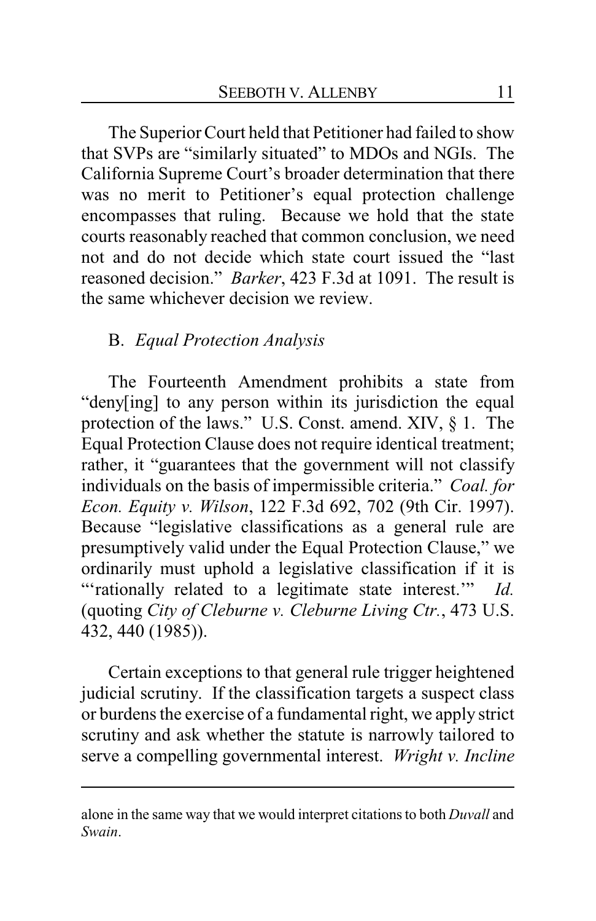The Superior Court held that Petitioner had failed to show that SVPs are "similarly situated" to MDOs and NGIs. The California Supreme Court's broader determination that there was no merit to Petitioner's equal protection challenge encompasses that ruling. Because we hold that the state courts reasonably reached that common conclusion, we need not and do not decide which state court issued the "last reasoned decision." *Barker*, 423 F.3d at 1091. The result is the same whichever decision we review.

### B. *Equal Protection Analysis*

The Fourteenth Amendment prohibits a state from "deny[ing] to any person within its jurisdiction the equal protection of the laws." U.S. Const. amend. XIV, § 1. The Equal Protection Clause does not require identical treatment; rather, it "guarantees that the government will not classify individuals on the basis of impermissible criteria." *Coal. for Econ. Equity v. Wilson*, 122 F.3d 692, 702 (9th Cir. 1997). Because "legislative classifications as a general rule are presumptively valid under the Equal Protection Clause," we ordinarily must uphold a legislative classification if it is "'rationally related to a legitimate state interest.'" *Id.* (quoting *City of Cleburne v. Cleburne Living Ctr.*, 473 U.S. 432, 440 (1985)).

Certain exceptions to that general rule trigger heightened judicial scrutiny. If the classification targets a suspect class or burdens the exercise of a fundamental right, we apply strict scrutiny and ask whether the statute is narrowly tailored to serve a compelling governmental interest. *Wright v. Incline*

---

alone in the same way that we would interpret citations to both *Duvall* and *Swain*.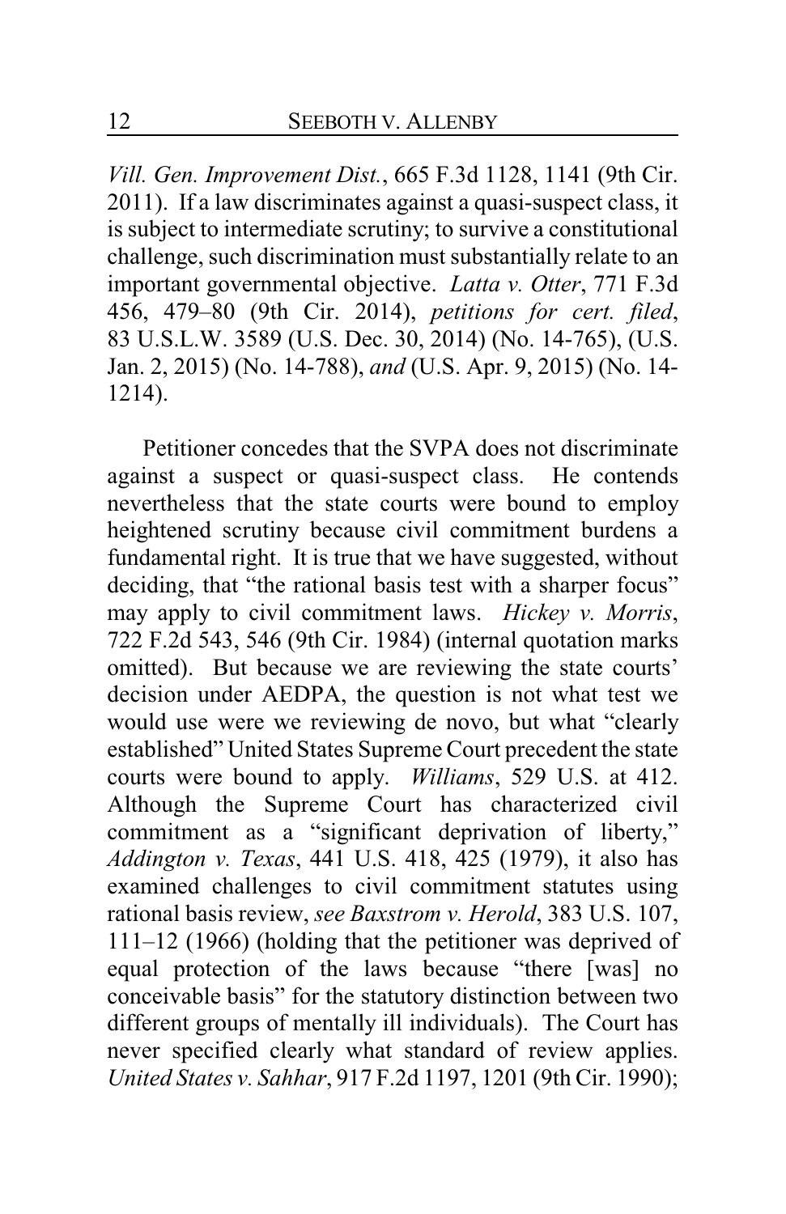*Vill. Gen. Improvement Dist.*, 665 F.3d 1128, 1141 (9th Cir. 2011). If a law discriminates against a quasi-suspect class, it is subject to intermediate scrutiny; to survive a constitutional challenge, such discrimination must substantially relate to an important governmental objective. *Latta v. Otter*, 771 F.3d 456, 479–80 (9th Cir. 2014), *petitions for cert. filed*, 83 U.S.L.W. 3589 (U.S. Dec. 30, 2014) (No. 14-765), (U.S. Jan. 2, 2015) (No. 14-788), *and* (U.S. Apr. 9, 2015) (No. 14-1214).

Petitioner concedes that the SVPA does not discriminate against a suspect or quasi-suspect class. He contends nevertheless that the state courts were bound to employ heightened scrutiny because civil commitment burdens a fundamental right. It is true that we have suggested, without deciding, that "the rational basis test with a sharper focus" may apply to civil commitment laws. *Hickey v. Morris*, 722 F.2d 543, 546 (9th Cir. 1984) (internal quotation marks omitted). But because we are reviewing the state courts' decision under AEDPA, the question is not what test we would use were we reviewing de novo, but what "clearly established" United States Supreme Court precedent the state courts were bound to apply. *Williams*, 529 U.S. at 412. Although the Supreme Court has characterized civil commitment as a "significant deprivation of liberty," *Addington v. Texas*, 441 U.S. 418, 425 (1979), it also has examined challenges to civil commitment statutes using rational basis review, *see Baxstrom v. Herold*, 383 U.S. 107, 111–12 (1966) (holding that the petitioner was deprived of equal protection of the laws because "there [was] no conceivable basis" for the statutory distinction between two different groups of mentally ill individuals). The Court has never specified clearly what standard of review applies. *United States v. Sahhar*, 917 F.2d 1197, 1201 (9th Cir. 1990);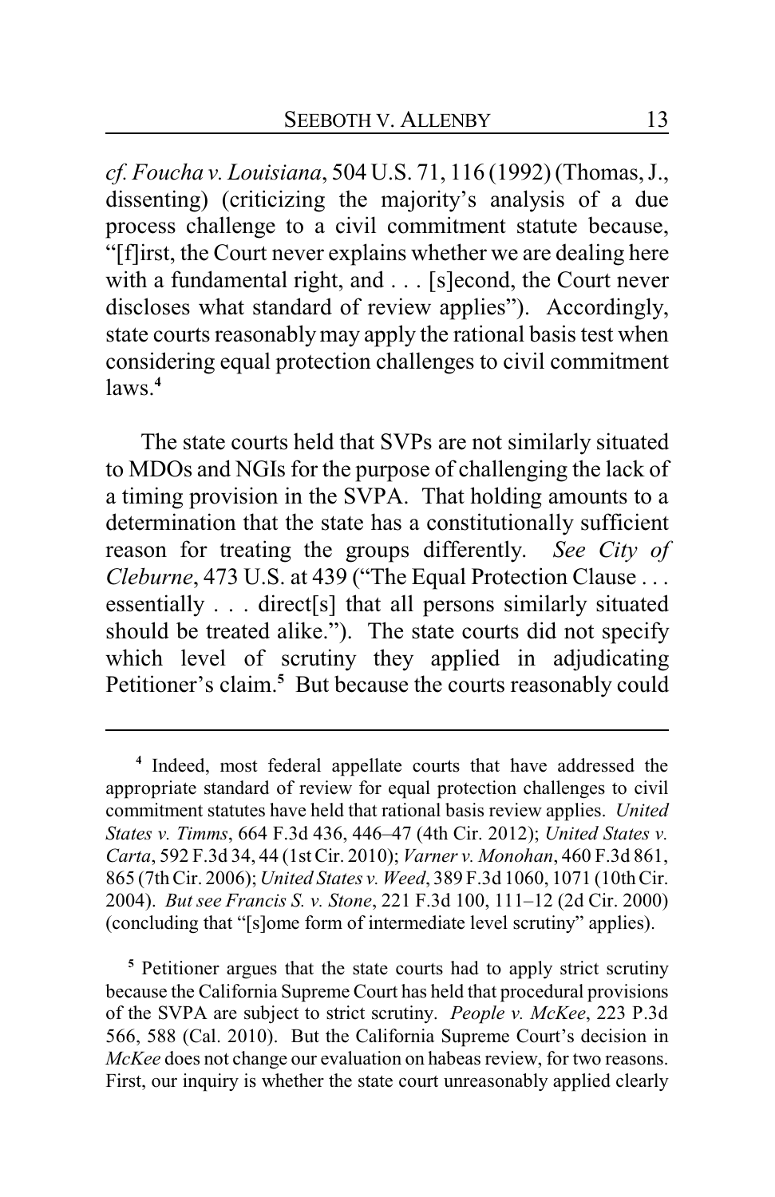*cf. Foucha v. Louisiana*, 504 U.S. 71, 116 (1992) (Thomas, J., dissenting) (criticizing the majority's analysis of a due process challenge to a civil commitment statute because, "[f]irst, the Court never explains whether we are dealing here with a fundamental right, and . . . [s]econd, the Court never discloses what standard of review applies"). Accordingly, state courts reasonably may apply the rational basis test when considering equal protection challenges to civil commitment laws.[4]

The state courts held that SVPs are not similarly situated to MDOs and NGIs for the purpose of challenging the lack of a timing provision in the SVPA. That holding amounts to a determination that the state has a constitutionally sufficient reason for treating the groups differently. *See City of Cleburne*, 473 U.S. at 439 ("The Equal Protection Clause . . . essentially . . . direct[s] that all persons similarly situated should be treated alike."). The state courts did not specify which level of scrutiny they applied in adjudicating Petitioner's claim.[5] But because the courts reasonably could

---

[4] Indeed, most federal appellate courts that have addressed the appropriate standard of review for equal protection challenges to civil commitment statutes have held that rational basis review applies. *United States v. Timms*, 664 F.3d 436, 446–47 (4th Cir. 2012); *United States v. Carta*, 592 F.3d 34, 44 (1st Cir. 2010); *Varner v. Monohan*, 460 F.3d 861, 865 (7th Cir. 2006); *United States v. Weed*, 389 F.3d 1060, 1071 (10th Cir. 2004). *But see Francis S. v. Stone*, 221 F.3d 100, 111–12 (2d Cir. 2000) (concluding that "[s]ome form of intermediate level scrutiny" applies).

[5] Petitioner argues that the state courts had to apply strict scrutiny because the California Supreme Court has held that procedural provisions of the SVPA are subject to strict scrutiny. *People v. McKee*, 223 P.3d 566, 588 (Cal. 2010). But the California Supreme Court's decision in *McKee* does not change our evaluation on habeas review, for two reasons. First, our inquiry is whether the state court unreasonably applied clearly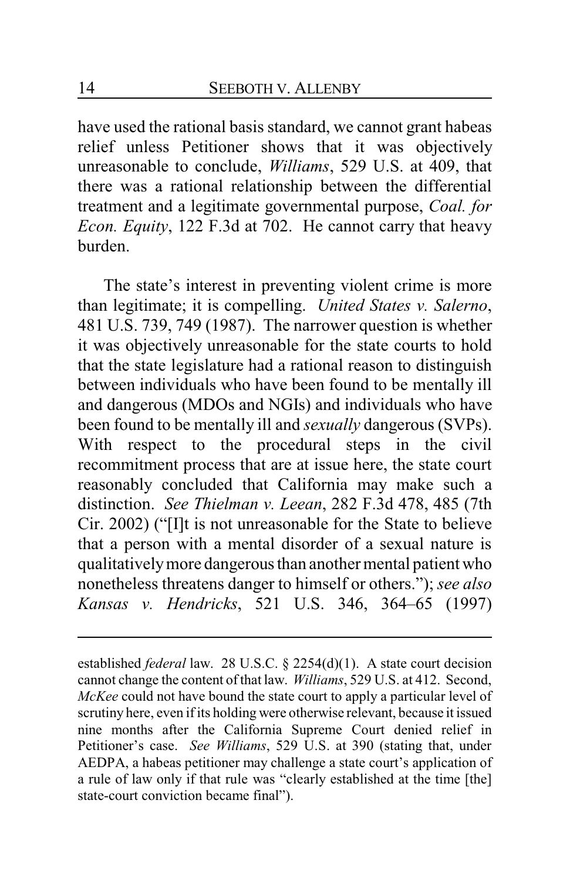have used the rational basis standard, we cannot grant habeas relief unless Petitioner shows that it was objectively unreasonable to conclude, *Williams*, 529 U.S. at 409, that there was a rational relationship between the differential treatment and a legitimate governmental purpose, *Coal. for Econ. Equity*, 122 F.3d at 702. He cannot carry that heavy burden.

The state's interest in preventing violent crime is more than legitimate; it is compelling. *United States v. Salerno*, 481 U.S. 739, 749 (1987). The narrower question is whether it was objectively unreasonable for the state courts to hold that the state legislature had a rational reason to distinguish between individuals who have been found to be mentally ill and dangerous (MDOs and NGIs) and individuals who have been found to be mentally ill and *sexually* dangerous (SVPs). With respect to the procedural steps in the civil recommitment process that are at issue here, the state court reasonably concluded that California may make such a distinction. *See Thielman v. Leean*, 282 F.3d 478, 485 (7th Cir. 2002) ("[I]t is not unreasonable for the State to believe that a person with a mental disorder of a sexual nature is qualitatively more dangerous than another mental patient who nonetheless threatens danger to himself or others."); *see also Kansas v. Hendricks*, 521 U.S. 346, 364–65 (1997)

---

established *federal* law. 28 U.S.C. § 2254(d)(1). A state court decision cannot change the content of that law. *Williams*, 529 U.S. at 412. Second, *McKee* could not have bound the state court to apply a particular level of scrutiny here, even if its holding were otherwise relevant, because it issued nine months after the California Supreme Court denied relief in Petitioner's case. *See Williams*, 529 U.S. at 390 (stating that, under AEDPA, a habeas petitioner may challenge a state court's application of a rule of law only if that rule was "clearly established at the time [the] state-court conviction became final").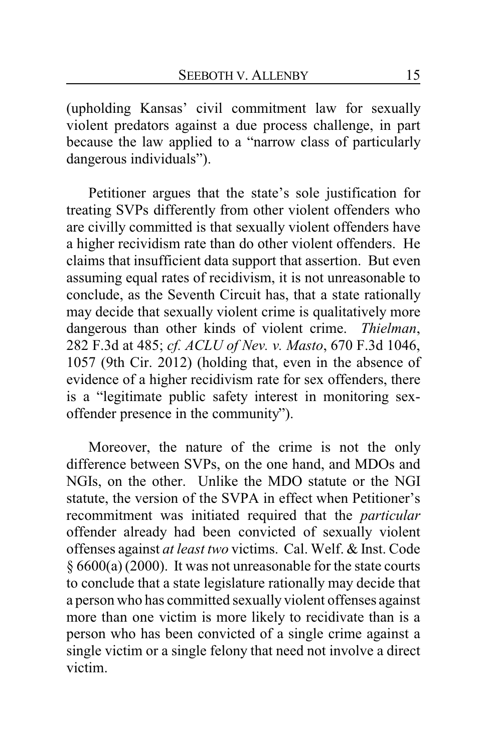(upholding Kansas' civil commitment law for sexually violent predators against a due process challenge, in part because the law applied to a "narrow class of particularly dangerous individuals").

Petitioner argues that the state's sole justification for treating SVPs differently from other violent offenders who are civilly committed is that sexually violent offenders have a higher recividism rate than do other violent offenders. He claims that insufficient data support that assertion. But even assuming equal rates of recidivism, it is not unreasonable to conclude, as the Seventh Circuit has, that a state rationally may decide that sexually violent crime is qualitatively more dangerous than other kinds of violent crime. *Thielman*, 282 F.3d at 485; *cf. ACLU of Nev. v. Masto*, 670 F.3d 1046, 1057 (9th Cir. 2012) (holding that, even in the absence of evidence of a higher recidivism rate for sex offenders, there is a "legitimate public safety interest in monitoring sex-offender presence in the community").

Moreover, the nature of the crime is not the only difference between SVPs, on the one hand, and MDOs and NGIs, on the other. Unlike the MDO statute or the NGI statute, the version of the SVPA in effect when Petitioner's recommitment was initiated required that the *particular* offender already had been convicted of sexually violent offenses against *at least two* victims. Cal. Welf. & Inst. Code § 6600(a) (2000). It was not unreasonable for the state courts to conclude that a state legislature rationally may decide that a person who has committed sexually violent offenses against more than one victim is more likely to recidivate than is a person who has been convicted of a single crime against a single victim or a single felony that need not involve a direct victim.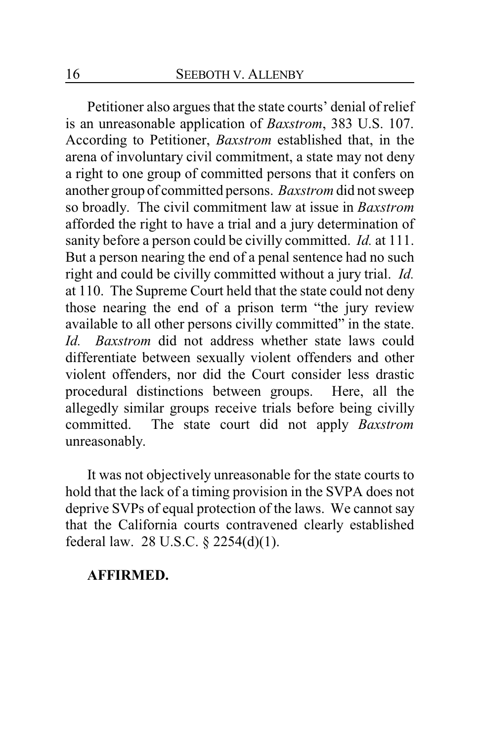Petitioner also argues that the state courts' denial of relief is an unreasonable application of *Baxstrom*, 383 U.S. 107. According to Petitioner, *Baxstrom* established that, in the arena of involuntary civil commitment, a state may not deny a right to one group of committed persons that it confers on another group of committed persons. *Baxstrom* did not sweep so broadly. The civil commitment law at issue in *Baxstrom* afforded the right to have a trial and a jury determination of sanity before a person could be civilly committed. *Id.* at 111. But a person nearing the end of a penal sentence had no such right and could be civilly committed without a jury trial. *Id.* at 110. The Supreme Court held that the state could not deny those nearing the end of a prison term "the jury review available to all other persons civilly committed" in the state. *Id.* *Baxstrom* did not address whether state laws could differentiate between sexually violent offenders and other violent offenders, nor did the Court consider less drastic procedural distinctions between groups. Here, all the allegedly similar groups receive trials before being civilly committed. The state court did not apply *Baxstrom* unreasonably.

It was not objectively unreasonable for the state courts to hold that the lack of a timing provision in the SVPA does not deprive SVPs of equal protection of the laws. We cannot say that the California courts contravened clearly established federal law. 28 U.S.C. § 2254(d)(1).

**AFFIRMED.**